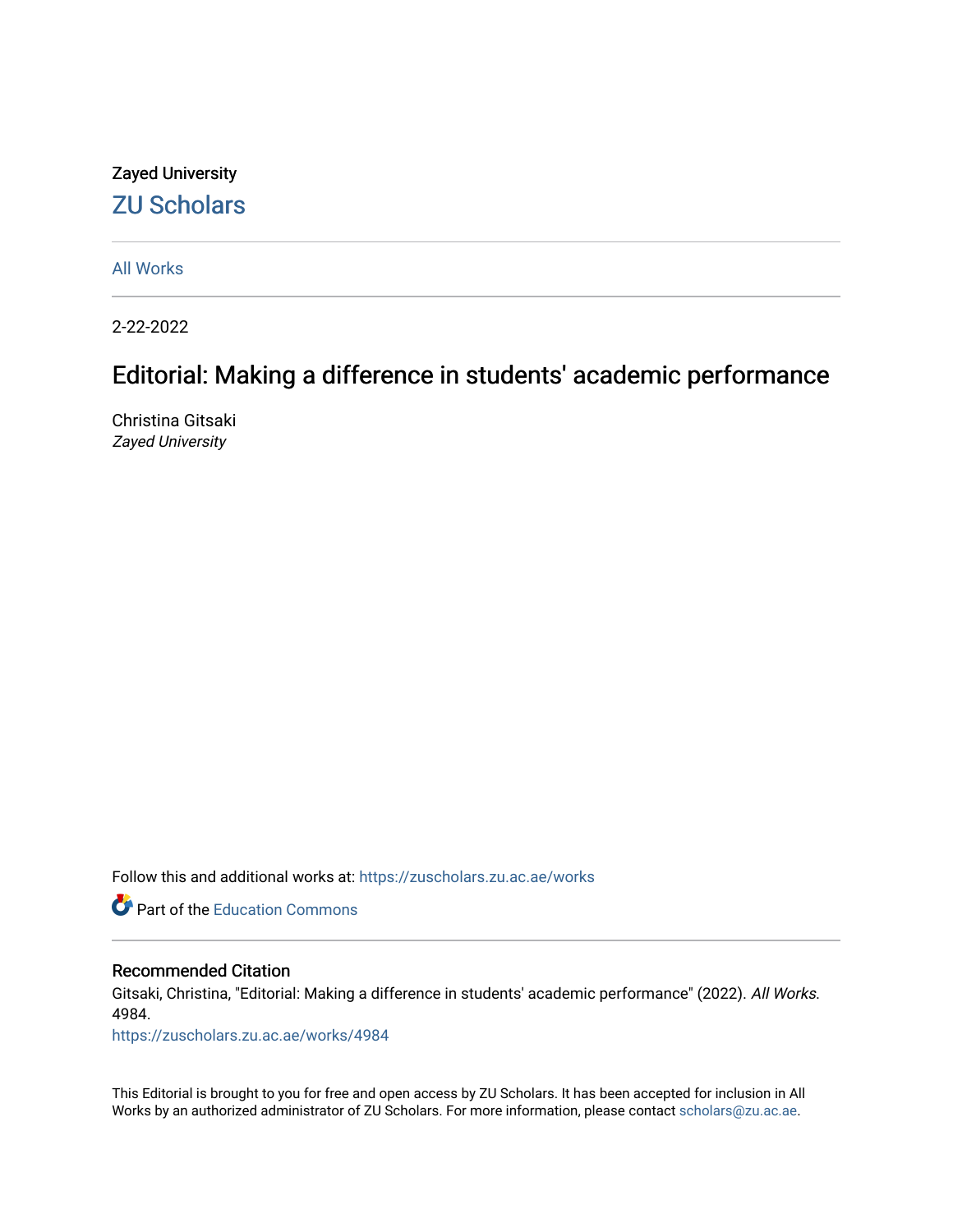Zayed University

ZU Scholars

All Works

2-22-2022

# Editorial: Making a difference in students' academic performance

Christina Gitsaki
*Zayed University*

Follow this and additional works at: https://zuscholars.zu.ac.ae/works

Part of the Education Commons

## Recommended Citation

Gitsaki, Christina, "Editorial: Making a difference in students' academic performance" (2022). *All Works*. 4984.
https://zuscholars.zu.ac.ae/works/4984

This Editorial is brought to you for free and open access by ZU Scholars. It has been accepted for inclusion in All Works by an authorized administrator of ZU Scholars. For more information, please contact scholars@zu.ac.ae.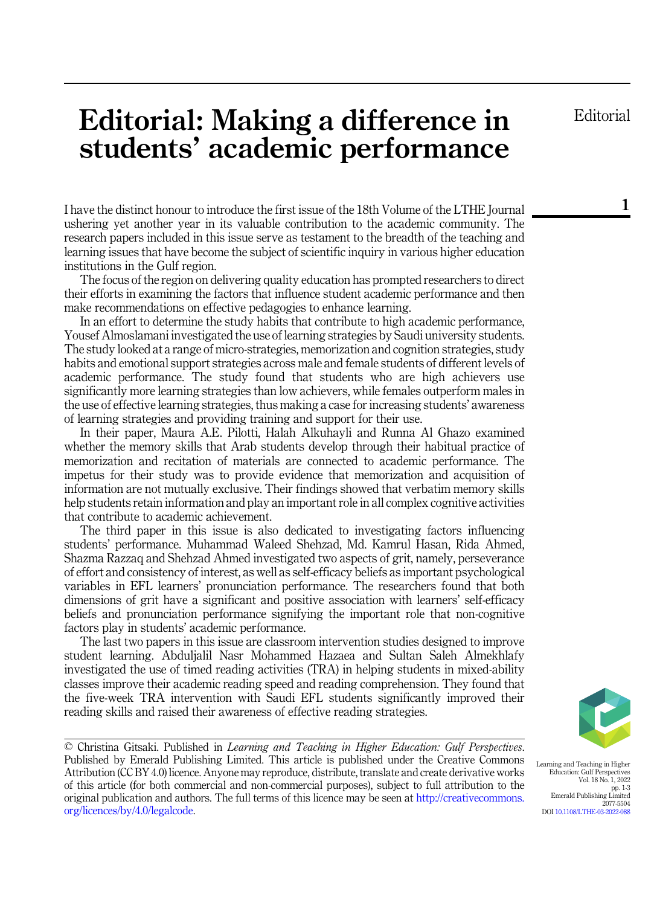# Editorial: Making a difference in students' academic performance

I have the distinct honour to introduce the first issue of the 18th Volume of the LTHE Journal ushering yet another year in its valuable contribution to the academic community. The research papers included in this issue serve as testament to the breadth of the teaching and learning issues that have become the subject of scientific inquiry in various higher education institutions in the Gulf region.

The focus of the region on delivering quality education has prompted researchers to direct their efforts in examining the factors that influence student academic performance and then make recommendations on effective pedagogies to enhance learning.

In an effort to determine the study habits that contribute to high academic performance, Yousef Almoslamani investigated the use of learning strategies by Saudi university students. The study looked at a range of micro-strategies, memorization and cognition strategies, study habits and emotional support strategies across male and female students of different levels of academic performance. The study found that students who are high achievers use significantly more learning strategies than low achievers, while females outperform males in the use of effective learning strategies, thus making a case for increasing students' awareness of learning strategies and providing training and support for their use.

In their paper, Maura A.E. Pilotti, Halah Alkuhayli and Runna Al Ghazo examined whether the memory skills that Arab students develop through their habitual practice of memorization and recitation of materials are connected to academic performance. The impetus for their study was to provide evidence that memorization and acquisition of information are not mutually exclusive. Their findings showed that verbatim memory skills help students retain information and play an important role in all complex cognitive activities that contribute to academic achievement.

The third paper in this issue is also dedicated to investigating factors influencing students' performance. Muhammad Waleed Shehzad, Md. Kamrul Hasan, Rida Ahmed, Shazma Razzaq and Shehzad Ahmed investigated two aspects of grit, namely, perseverance of effort and consistency of interest, as well as self-efficacy beliefs as important psychological variables in EFL learners' pronunciation performance. The researchers found that both dimensions of grit have a significant and positive association with learners' self-efficacy beliefs and pronunciation performance signifying the important role that non-cognitive factors play in students' academic performance.

The last two papers in this issue are classroom intervention studies designed to improve student learning. Abduljalil Nasr Mohammed Hazaea and Sultan Saleh Almekhlafy investigated the use of timed reading activities (TRA) in helping students in mixed-ability classes improve their academic reading speed and reading comprehension. They found that the five-week TRA intervention with Saudi EFL students significantly improved their reading skills and raised their awareness of effective reading strategies.

© Christina Gitsaki. Published in *Learning and Teaching in Higher Education: Gulf Perspectives*. Published by Emerald Publishing Limited. This article is published under the Creative Commons Attribution (CC BY 4.0) licence. Anyone may reproduce, distribute, translate and create derivative works of this article (for both commercial and non-commercial purposes), subject to full attribution to the original publication and authors. The full terms of this licence may be seen at http://creativecommons.org/licences/by/4.0/legalcode.

DOI 10.1108/LTHE-03-2022-088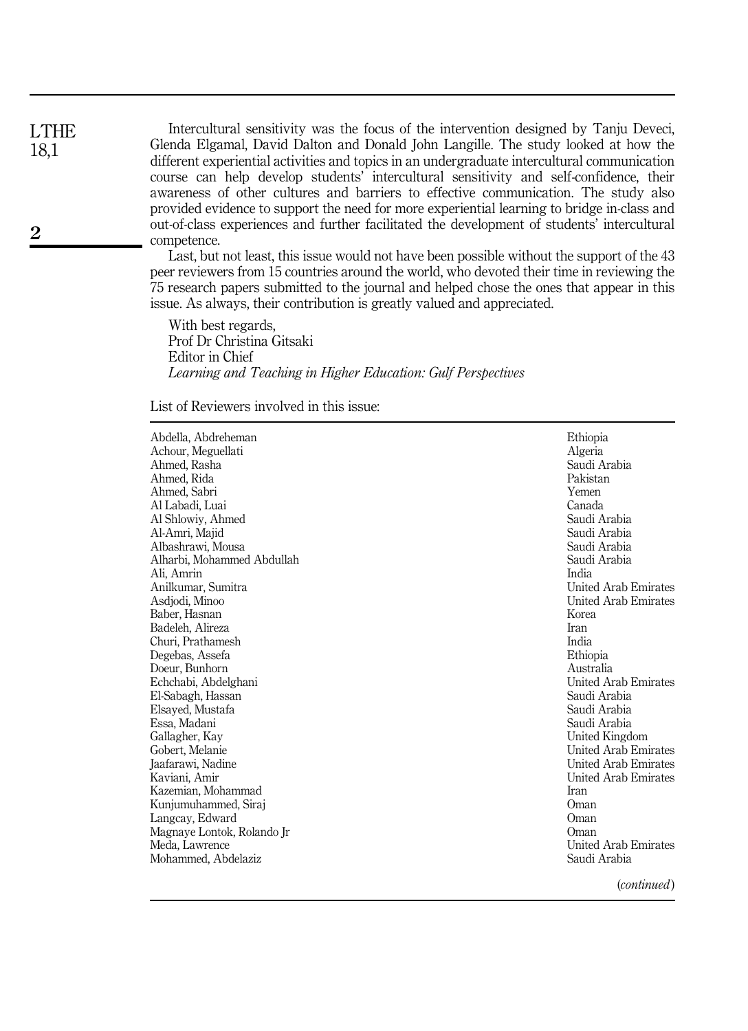Intercultural sensitivity was the focus of the intervention designed by Tanju Deveci, Glenda Elgamal, David Dalton and Donald John Langille. The study looked at how the different experiential activities and topics in an undergraduate intercultural communication course can help develop students' intercultural sensitivity and self-confidence, their awareness of other cultures and barriers to effective communication. The study also provided evidence to support the need for more experiential learning to bridge in-class and out-of-class experiences and further facilitated the development of students' intercultural competence.

Last, but not least, this issue would not have been possible without the support of the 43 peer reviewers from 15 countries around the world, who devoted their time in reviewing the 75 research papers submitted to the journal and helped chose the ones that appear in this issue. As always, their contribution is greatly valued and appreciated.

With best regards,
Prof Dr Christina Gitsaki
Editor in Chief
*Learning and Teaching in Higher Education: Gulf Perspectives*

List of Reviewers involved in this issue:

| | |
|---|---|
| Abdella, Abdreheman | Ethiopia |
| Achour, Meguellati | Algeria |
| Ahmed, Rasha | Saudi Arabia |
| Ahmed, Rida | Pakistan |
| Ahmed, Sabri | Yemen |
| Al Labadi, Luai | Canada |
| Al Shlowiy, Ahmed | Saudi Arabia |
| Al-Amri, Majid | Saudi Arabia |
| Albashrawi, Mousa | Saudi Arabia |
| Alharbi, Mohammed Abdullah | Saudi Arabia |
| Ali, Amrin | India |
| Anilkumar, Sumitra | United Arab Emirates |
| Asdjodi, Minoo | United Arab Emirates |
| Baber, Hasnan | Korea |
| Badeleh, Alireza | Iran |
| Churi, Prathamesh | India |
| Degebas, Assefa | Ethiopia |
| Doeur, Bunhorn | Australia |
| Echchabi, Abdelghani | United Arab Emirates |
| El-Sabagh, Hassan | Saudi Arabia |
| Elsayed, Mustafa | Saudi Arabia |
| Essa, Madani | Saudi Arabia |
| Gallagher, Kay | United Kingdom |
| Gobert, Melanie | United Arab Emirates |
| Jaafarawi, Nadine | United Arab Emirates |
| Kaviani, Amir | United Arab Emirates |
| Kazemian, Mohammad | Iran |
| Kunjumuhammed, Siraj | Oman |
| Langcay, Edward | Oman |
| Magnaye Lontok, Rolando Jr | Oman |
| Meda, Lawrence | United Arab Emirates |
| Mohammed, Abdelaziz | Saudi Arabia |

(*continued*)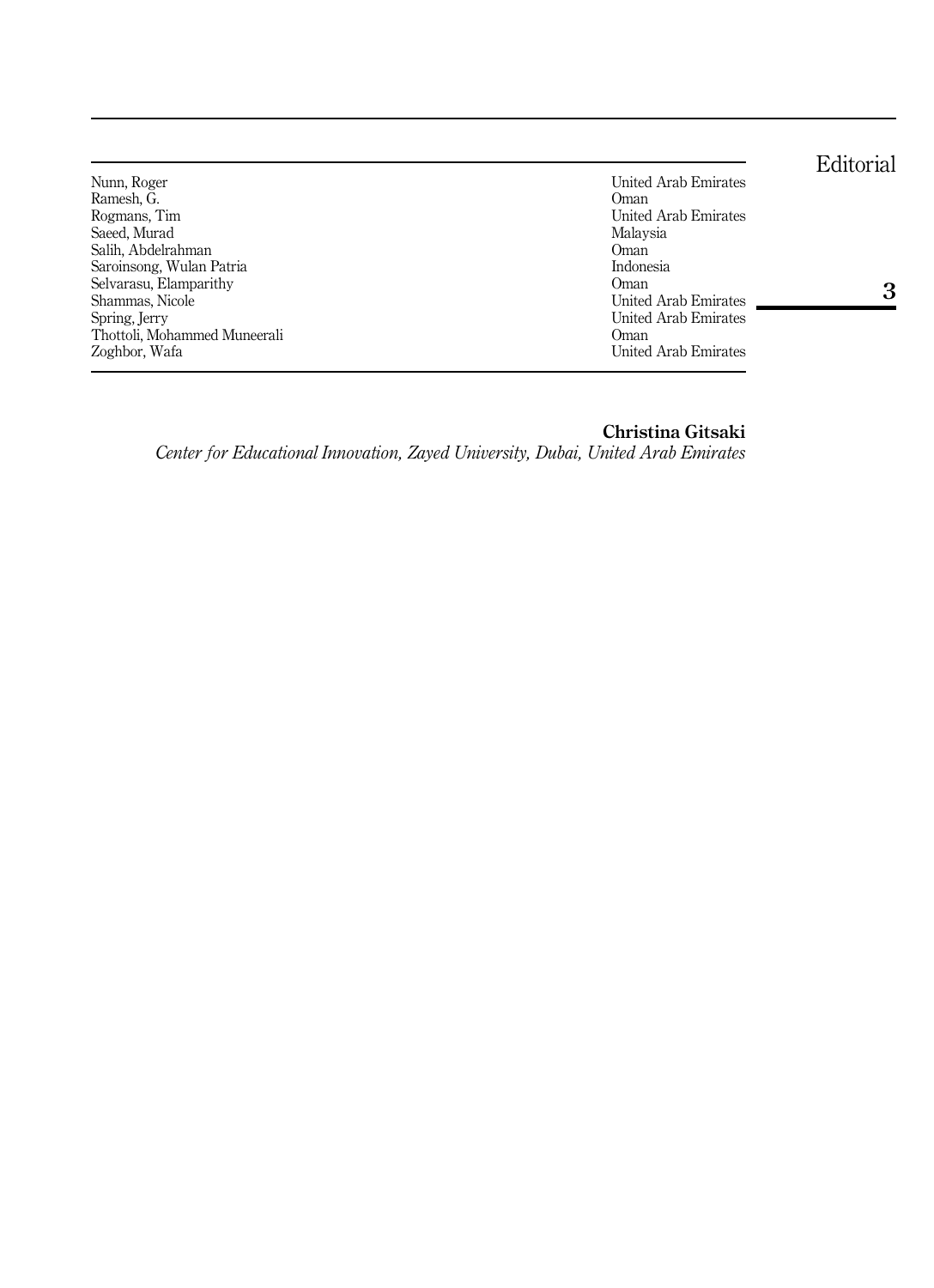| | |
|---|---|
| Nunn, Roger | United Arab Emirates |
| Ramesh, G. | Oman |
| Rogmans, Tim | United Arab Emirates |
| Saeed, Murad | Malaysia |
| Salih, Abdelrahman | Oman |
| Saroinsong, Wulan Patria | Indonesia |
| Selvarasu, Elamparithy | Oman |
| Shammas, Nicole | United Arab Emirates |
| Spring, Jerry | United Arab Emirates |
| Thottoli, Mohammed Muneerali | Oman |
| Zoghbor, Wafa | United Arab Emirates |

**Christina Gitsaki**

*Center for Educational Innovation, Zayed University, Dubai, United Arab Emirates*